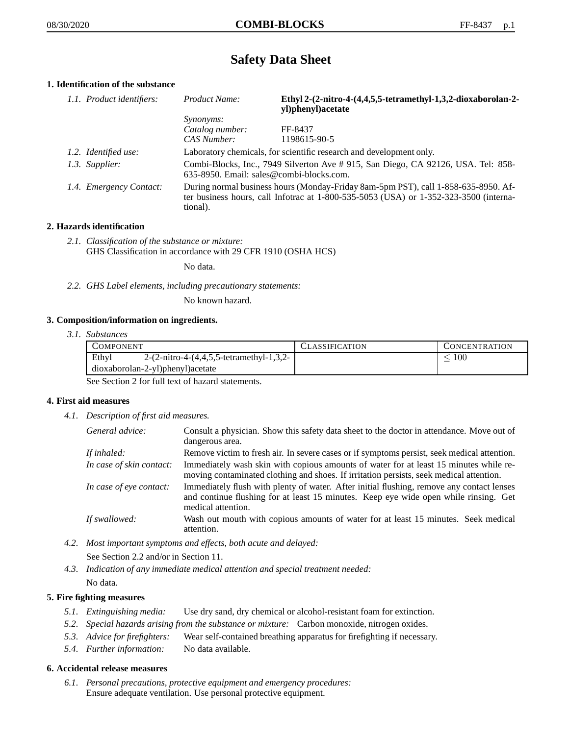# Safety Data Sheet

## 1. Identification of the substance

| | | |
|---|---|---|
| *1.1. Product identifiers:* | *Product Name:* | **Ethyl 2-(2-nitro-4-(4,4,5,5-tetramethyl-1,3,2-dioxaborolan-2-yl)phenyl)acetate** |
| | *Synonyms:* | |
| | *Catalog number:* | FF-8437 |
| | *CAS Number:* | 1198615-90-5 |
| *1.2. Identified use:* | Laboratory chemicals, for scientific research and development only. | |
| *1.3. Supplier:* | Combi-Blocks, Inc., 7949 Silverton Ave # 915, San Diego, CA 92126, USA. Tel: 858-635-8950. Email: sales@combi-blocks.com. | |
| *1.4. Emergency Contact:* | During normal business hours (Monday-Friday 8am-5pm PST), call 1-858-635-8950. After business hours, call Infotrac at 1-800-535-5053 (USA) or 1-352-323-3500 (international). | |

## 2. Hazards identification

*2.1. Classification of the substance or mixture:*
GHS Classification in accordance with 29 CFR 1910 (OSHA HCS)

No data.

*2.2. GHS Label elements, including precautionary statements:*

No known hazard.

## 3. Composition/information on ingredients.

*3.1. Substances*

| COMPONENT | CLASSIFICATION | CONCENTRATION |
|---|---|---|
| Ethyl 2-(2-nitro-4-(4,4,5,5-tetramethyl-1,3,2-dioxaborolan-2-yl)phenyl)acetate | | $\leq 100$ |

See Section 2 for full text of hazard statements.

## 4. First aid measures

*4.1. Description of first aid measures.*

| | |
|---|---|
| *General advice:* | Consult a physician. Show this safety data sheet to the doctor in attendance. Move out of dangerous area. |
| *If inhaled:* | Remove victim to fresh air. In severe cases or if symptoms persist, seek medical attention. |
| *In case of skin contact:* | Immediately wash skin with copious amounts of water for at least 15 minutes while removing contaminated clothing and shoes. If irritation persists, seek medical attention. |
| *In case of eye contact:* | Immediately flush with plenty of water. After initial flushing, remove any contact lenses and continue flushing for at least 15 minutes. Keep eye wide open while rinsing. Get medical attention. |
| *If swallowed:* | Wash out mouth with copious amounts of water for at least 15 minutes. Seek medical attention. |

*4.2. Most important symptoms and effects, both acute and delayed:*

See Section 2.2 and/or in Section 11.

*4.3. Indication of any immediate medical attention and special treatment needed:*

No data.

## 5. Fire fighting measures

*5.1. Extinguishing media:* Use dry sand, dry chemical or alcohol-resistant foam for extinction.

*5.2. Special hazards arising from the substance or mixture:* Carbon monoxide, nitrogen oxides.

*5.3. Advice for firefighters:* Wear self-contained breathing apparatus for firefighting if necessary.

*5.4. Further information:* No data available.

## 6. Accidental release measures

*6.1. Personal precautions, protective equipment and emergency procedures:*
Ensure adequate ventilation. Use personal protective equipment.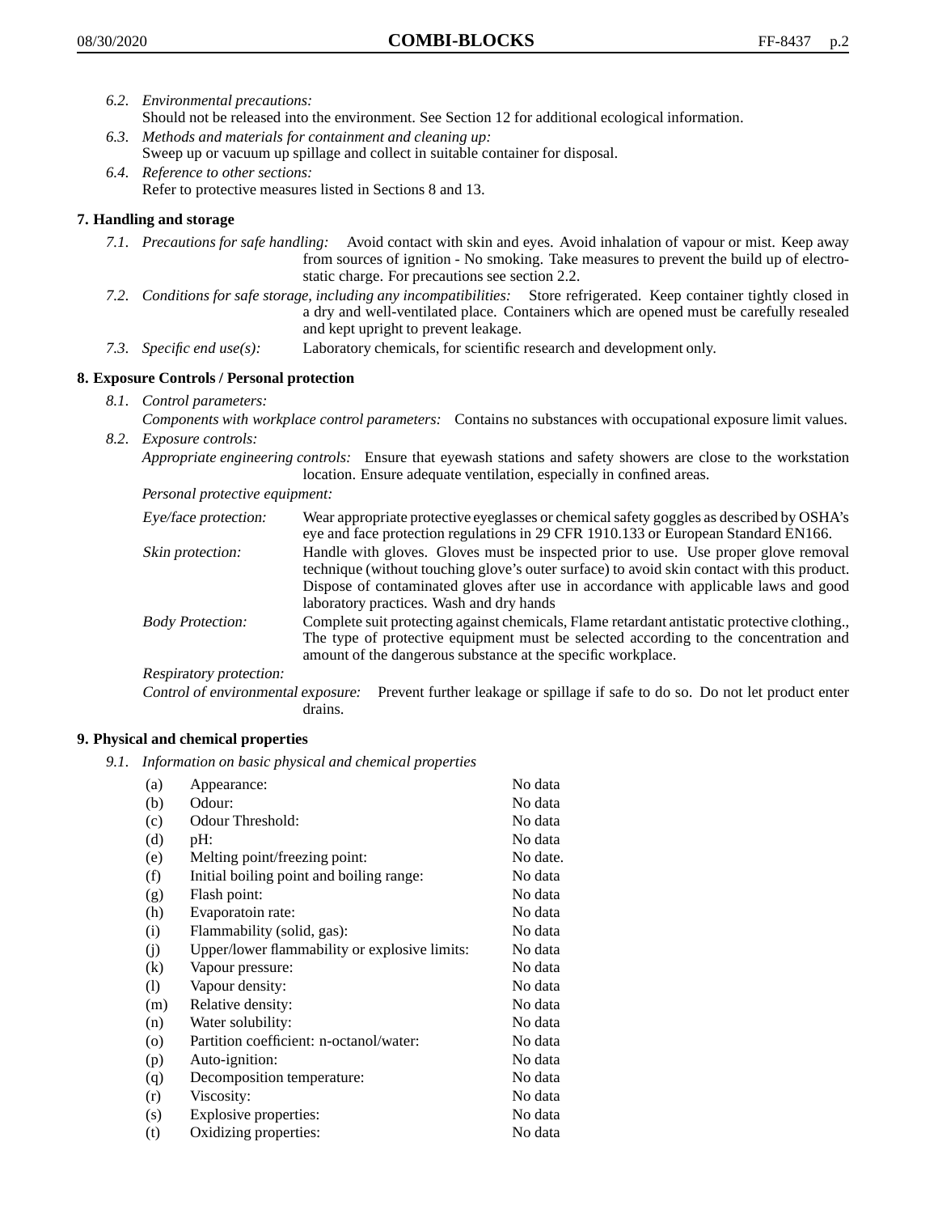*6.2. Environmental precautions:*
Should not be released into the environment. See Section 12 for additional ecological information.

*6.3. Methods and materials for containment and cleaning up:*
Sweep up or vacuum up spillage and collect in suitable container for disposal.

*6.4. Reference to other sections:*
Refer to protective measures listed in Sections 8 and 13.

## 7. Handling and storage

*7.1. Precautions for safe handling:* Avoid contact with skin and eyes. Avoid inhalation of vapour or mist. Keep away from sources of ignition - No smoking. Take measures to prevent the build up of electrostatic charge. For precautions see section 2.2.

*7.2. Conditions for safe storage, including any incompatibilities:* Store refrigerated. Keep container tightly closed in a dry and well-ventilated place. Containers which are opened must be carefully resealed and kept upright to prevent leakage.

*7.3. Specific end use(s):* Laboratory chemicals, for scientific research and development only.

## 8. Exposure Controls / Personal protection

*8.1. Control parameters:*
*Components with workplace control parameters:* Contains no substances with occupational exposure limit values.

*8.2. Exposure controls:*
*Appropriate engineering controls:* Ensure that eyewash stations and safety showers are close to the workstation location. Ensure adequate ventilation, especially in confined areas.

*Personal protective equipment:*

*Eye/face protection:* Wear appropriate protective eyeglasses or chemical safety goggles as described by OSHA's eye and face protection regulations in 29 CFR 1910.133 or European Standard EN166.

*Skin protection:* Handle with gloves. Gloves must be inspected prior to use. Use proper glove removal technique (without touching glove's outer surface) to avoid skin contact with this product. Dispose of contaminated gloves after use in accordance with applicable laws and good laboratory practices. Wash and dry hands

*Body Protection:* Complete suit protecting against chemicals, Flame retardant antistatic protective clothing., The type of protective equipment must be selected according to the concentration and amount of the dangerous substance at the specific workplace.

*Respiratory protection:*

*Control of environmental exposure:* Prevent further leakage or spillage if safe to do so. Do not let product enter drains.

## 9. Physical and chemical properties

*9.1. Information on basic physical and chemical properties*

| | | |
|---|---|---|
| (a) | Appearance: | No data |
| (b) | Odour: | No data |
| (c) | Odour Threshold: | No data |
| (d) | pH: | No data |
| (e) | Melting point/freezing point: | No date. |
| (f) | Initial boiling point and boiling range: | No data |
| (g) | Flash point: | No data |
| (h) | Evaporatoin rate: | No data |
| (i) | Flammability (solid, gas): | No data |
| (j) | Upper/lower flammability or explosive limits: | No data |
| (k) | Vapour pressure: | No data |
| (l) | Vapour density: | No data |
| (m) | Relative density: | No data |
| (n) | Water solubility: | No data |
| (o) | Partition coefficient: n-octanol/water: | No data |
| (p) | Auto-ignition: | No data |
| (q) | Decomposition temperature: | No data |
| (r) | Viscosity: | No data |
| (s) | Explosive properties: | No data |
| (t) | Oxidizing properties: | No data |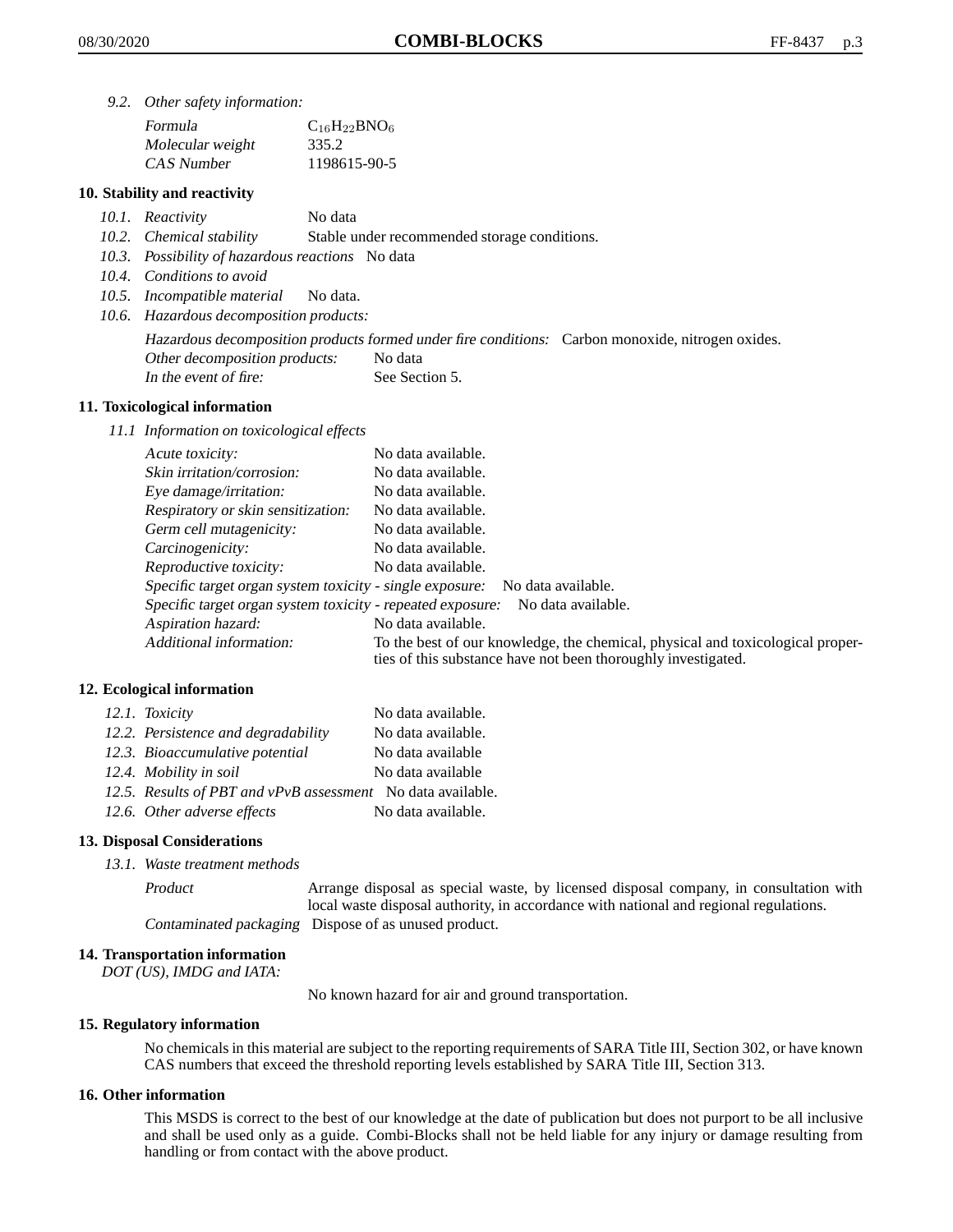*9.2. Other safety information:*

| | |
|---|---|
| *Formula* | $C_{16}H_{22}BNO_6$ |
| *Molecular weight* | 335.2 |
| *CAS Number* | 1198615-90-5 |

## 10. Stability and reactivity

*10.1. Reactivity* No data

*10.2. Chemical stability* Stable under recommended storage conditions.

*10.3. Possibility of hazardous reactions* No data

*10.4. Conditions to avoid*

*10.5. Incompatible material* No data.

*10.6. Hazardous decomposition products:*

*Hazardous decomposition products formed under fire conditions:* Carbon monoxide, nitrogen oxides.

*Other decomposition products:* No data

*In the event of fire:* See Section 5.

## 11. Toxicological information

*11.1 Information on toxicological effects*

| | |
|---|---|
| *Acute toxicity:* | No data available. |
| *Skin irritation/corrosion:* | No data available. |
| *Eye damage/irritation:* | No data available. |
| *Respiratory or skin sensitization:* | No data available. |
| *Germ cell mutagenicity:* | No data available. |
| *Carcinogenicity:* | No data available. |
| *Reproductive toxicity:* | No data available. |
| *Specific target organ system toxicity - single exposure:* | No data available. |
| *Specific target organ system toxicity - repeated exposure:* | No data available. |
| *Aspiration hazard:* | No data available. |
| *Additional information:* | To the best of our knowledge, the chemical, physical and toxicological properties of this substance have not been thoroughly investigated. |

## 12. Ecological information

| | |
|---|---|
| *12.1. Toxicity* | No data available. |
| *12.2. Persistence and degradability* | No data available. |
| *12.3. Bioaccumulative potential* | No data available |
| *12.4. Mobility in soil* | No data available |
| *12.5. Results of PBT and vPvB assessment* | No data available. |
| *12.6. Other adverse effects* | No data available. |

## 13. Disposal Considerations

*13.1. Waste treatment methods*

*Product* Arrange disposal as special waste, by licensed disposal company, in consultation with local waste disposal authority, in accordance with national and regional regulations.

*Contaminated packaging* Dispose of as unused product.

## 14. Transportation information

*DOT (US), IMDG and IATA:*

No known hazard for air and ground transportation.

## 15. Regulatory information

No chemicals in this material are subject to the reporting requirements of SARA Title III, Section 302, or have known CAS numbers that exceed the threshold reporting levels established by SARA Title III, Section 313.

## 16. Other information

This MSDS is correct to the best of our knowledge at the date of publication but does not purport to be all inclusive and shall be used only as a guide. Combi-Blocks shall not be held liable for any injury or damage resulting from handling or from contact with the above product.